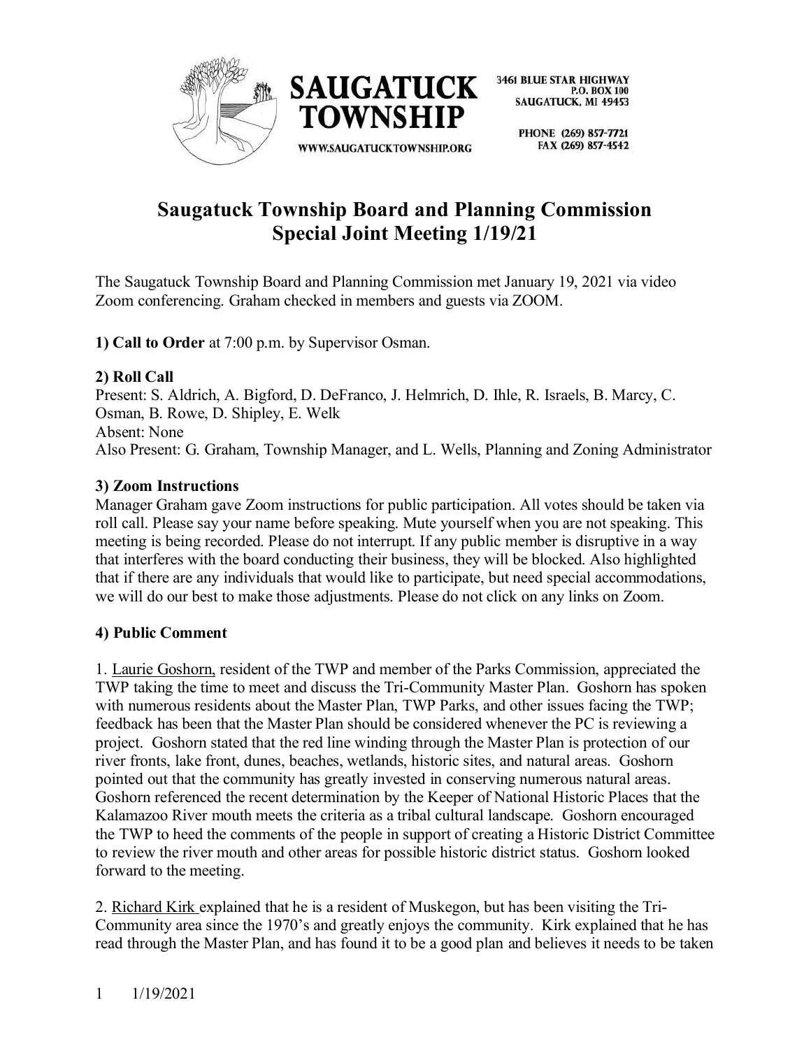SAUGATUCK TOWNSHIP

3461 BLUE STAR HIGHWAY
P.O. BOX 100
SAUGATUCK, MI 49453

PHONE (269) 857-7721
FAX (269) 857-4542

WWW.SAUGATUCKTOWNSHIP.ORG

# Saugatuck Township Board and Planning Commission Special Joint Meeting 1/19/21

The Saugatuck Township Board and Planning Commission met January 19, 2021 via video Zoom conferencing. Graham checked in members and guests via ZOOM.

**1) Call to Order** at 7:00 p.m. by Supervisor Osman.

**2) Roll Call**
Present: S. Aldrich, A. Bigford, D. DeFranco, J. Helmrich, D. Ihle, R. Israels, B. Marcy, C. Osman, B. Rowe, D. Shipley, E. Welk
Absent: None
Also Present: G. Graham, Township Manager, and L. Wells, Planning and Zoning Administrator

**3) Zoom Instructions**
Manager Graham gave Zoom instructions for public participation. All votes should be taken via roll call. Please say your name before speaking. Mute yourself when you are not speaking. This meeting is being recorded. Please do not interrupt. If any public member is disruptive in a way that interferes with the board conducting their business, they will be blocked. Also highlighted that if there are any individuals that would like to participate, but need special accommodations, we will do our best to make those adjustments. Please do not click on any links on Zoom.

**4) Public Comment**

1. Laurie Goshorn, resident of the TWP and member of the Parks Commission, appreciated the TWP taking the time to meet and discuss the Tri-Community Master Plan. Goshorn has spoken with numerous residents about the Master Plan, TWP Parks, and other issues facing the TWP; feedback has been that the Master Plan should be considered whenever the PC is reviewing a project. Goshorn stated that the red line winding through the Master Plan is protection of our river fronts, lake front, dunes, beaches, wetlands, historic sites, and natural areas. Goshorn pointed out that the community has greatly invested in conserving numerous natural areas. Goshorn referenced the recent determination by the Keeper of National Historic Places that the Kalamazoo River mouth meets the criteria as a tribal cultural landscape. Goshorn encouraged the TWP to heed the comments of the people in support of creating a Historic District Committee to review the river mouth and other areas for possible historic district status. Goshorn looked forward to the meeting.

2. Richard Kirk explained that he is a resident of Muskegon, but has been visiting the Tri-Community area since the 1970's and greatly enjoys the community. Kirk explained that he has read through the Master Plan, and has found it to be a good plan and believes it needs to be taken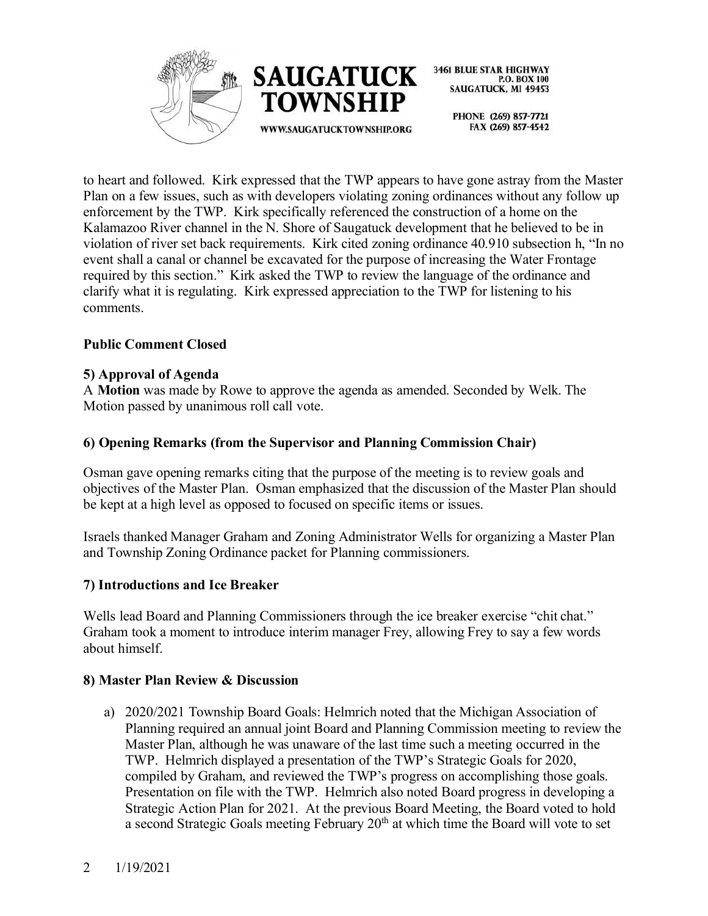to heart and followed. Kirk expressed that the TWP appears to have gone astray from the Master Plan on a few issues, such as with developers violating zoning ordinances without any follow up enforcement by the TWP. Kirk specifically referenced the construction of a home on the Kalamazoo River channel in the N. Shore of Saugatuck development that he believed to be in violation of river set back requirements. Kirk cited zoning ordinance 40.910 subsection h, "In no event shall a canal or channel be excavated for the purpose of increasing the Water Frontage required by this section." Kirk asked the TWP to review the language of the ordinance and clarify what it is regulating. Kirk expressed appreciation to the TWP for listening to his comments.

**Public Comment Closed**

**5) Approval of Agenda**

A **Motion** was made by Rowe to approve the agenda as amended. Seconded by Welk. The Motion passed by unanimous roll call vote.

**6) Opening Remarks (from the Supervisor and Planning Commission Chair)**

Osman gave opening remarks citing that the purpose of the meeting is to review goals and objectives of the Master Plan. Osman emphasized that the discussion of the Master Plan should be kept at a high level as opposed to focused on specific items or issues.

Israels thanked Manager Graham and Zoning Administrator Wells for organizing a Master Plan and Township Zoning Ordinance packet for Planning commissioners.

**7) Introductions and Ice Breaker**

Wells lead Board and Planning Commissioners through the ice breaker exercise "chit chat." Graham took a moment to introduce interim manager Frey, allowing Frey to say a few words about himself.

**8) Master Plan Review & Discussion**

a) 2020/2021 Township Board Goals: Helmrich noted that the Michigan Association of Planning required an annual joint Board and Planning Commission meeting to review the Master Plan, although he was unaware of the last time such a meeting occurred in the TWP. Helmrich displayed a presentation of the TWP's Strategic Goals for 2020, compiled by Graham, and reviewed the TWP's progress on accomplishing those goals. Presentation on file with the TWP. Helmrich also noted Board progress in developing a Strategic Action Plan for 2021. At the previous Board Meeting, the Board voted to hold a second Strategic Goals meeting February 20th at which time the Board will vote to set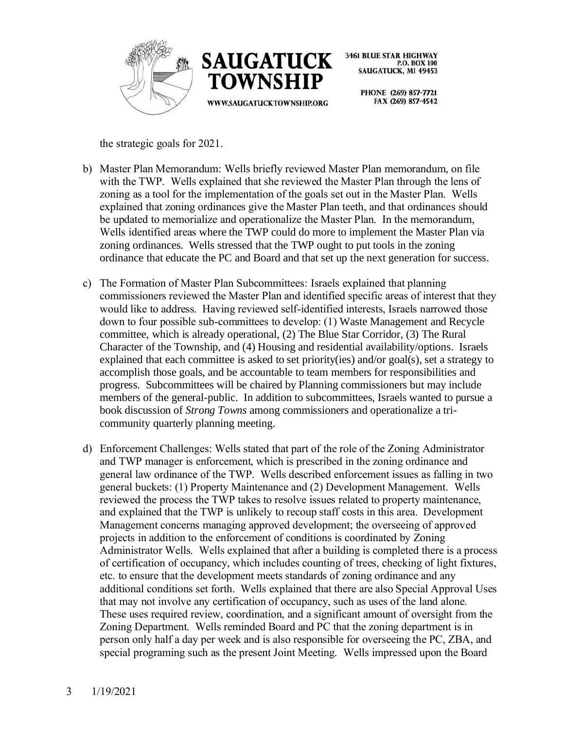the strategic goals for 2021.

b) Master Plan Memorandum: Wells briefly reviewed Master Plan memorandum, on file with the TWP. Wells explained that she reviewed the Master Plan through the lens of zoning as a tool for the implementation of the goals set out in the Master Plan. Wells explained that zoning ordinances give the Master Plan teeth, and that ordinances should be updated to memorialize and operationalize the Master Plan. In the memorandum, Wells identified areas where the TWP could do more to implement the Master Plan via zoning ordinances. Wells stressed that the TWP ought to put tools in the zoning ordinance that educate the PC and Board and that set up the next generation for success.

c) The Formation of Master Plan Subcommittees: Israels explained that planning commissioners reviewed the Master Plan and identified specific areas of interest that they would like to address. Having reviewed self-identified interests, Israels narrowed those down to four possible sub-committees to develop: (1) Waste Management and Recycle committee, which is already operational, (2) The Blue Star Corridor, (3) The Rural Character of the Township, and (4) Housing and residential availability/options. Israels explained that each committee is asked to set priority(ies) and/or goal(s), set a strategy to accomplish those goals, and be accountable to team members for responsibilities and progress. Subcommittees will be chaired by Planning commissioners but may include members of the general-public. In addition to subcommittees, Israels wanted to pursue a book discussion of *Strong Towns* among commissioners and operationalize a tri-community quarterly planning meeting.

d) Enforcement Challenges: Wells stated that part of the role of the Zoning Administrator and TWP manager is enforcement, which is prescribed in the zoning ordinance and general law ordinance of the TWP. Wells described enforcement issues as falling in two general buckets: (1) Property Maintenance and (2) Development Management. Wells reviewed the process the TWP takes to resolve issues related to property maintenance, and explained that the TWP is unlikely to recoup staff costs in this area. Development Management concerns managing approved development; the overseeing of approved projects in addition to the enforcement of conditions is coordinated by Zoning Administrator Wells. Wells explained that after a building is completed there is a process of certification of occupancy, which includes counting of trees, checking of light fixtures, etc. to ensure that the development meets standards of zoning ordinance and any additional conditions set forth. Wells explained that there are also Special Approval Uses that may not involve any certification of occupancy, such as uses of the land alone. These uses required review, coordination, and a significant amount of oversight from the Zoning Department. Wells reminded Board and PC that the zoning department is in person only half a day per week and is also responsible for overseeing the PC, ZBA, and special programing such as the present Joint Meeting. Wells impressed upon the Board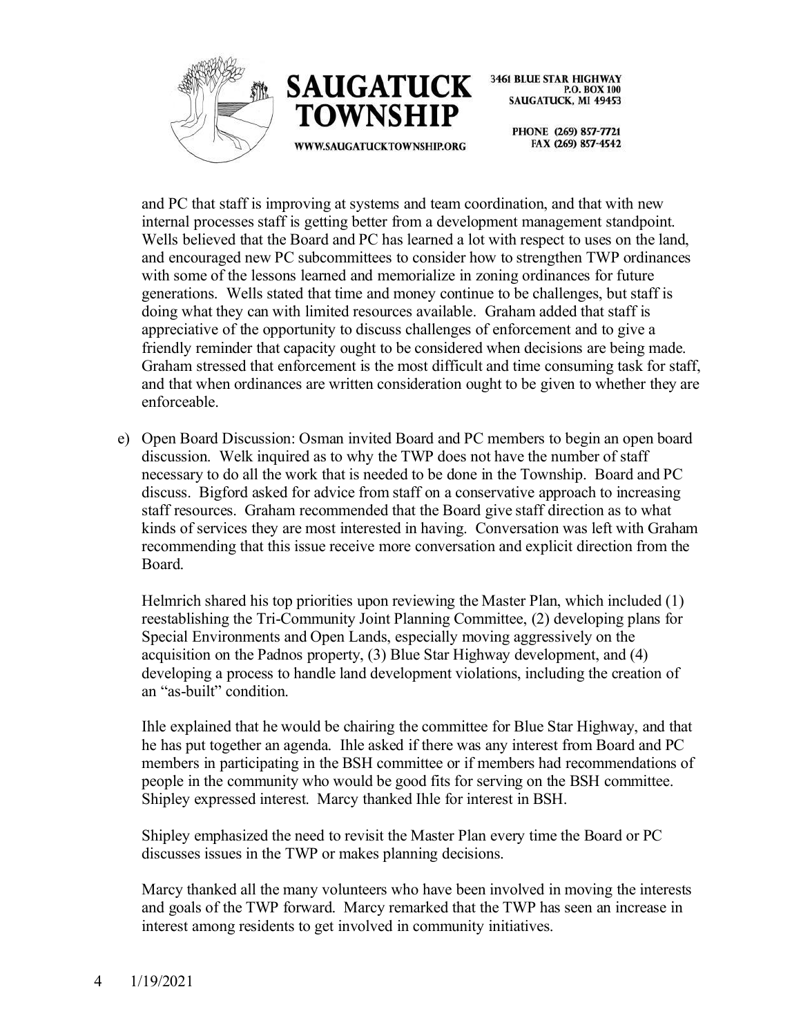and PC that staff is improving at systems and team coordination, and that with new internal processes staff is getting better from a development management standpoint. Wells believed that the Board and PC has learned a lot with respect to uses on the land, and encouraged new PC subcommittees to consider how to strengthen TWP ordinances with some of the lessons learned and memorialize in zoning ordinances for future generations. Wells stated that time and money continue to be challenges, but staff is doing what they can with limited resources available. Graham added that staff is appreciative of the opportunity to discuss challenges of enforcement and to give a friendly reminder that capacity ought to be considered when decisions are being made. Graham stressed that enforcement is the most difficult and time consuming task for staff, and that when ordinances are written consideration ought to be given to whether they are enforceable.

e) Open Board Discussion: Osman invited Board and PC members to begin an open board discussion. Welk inquired as to why the TWP does not have the number of staff necessary to do all the work that is needed to be done in the Township. Board and PC discuss. Bigford asked for advice from staff on a conservative approach to increasing staff resources. Graham recommended that the Board give staff direction as to what kinds of services they are most interested in having. Conversation was left with Graham recommending that this issue receive more conversation and explicit direction from the Board.

   Helmrich shared his top priorities upon reviewing the Master Plan, which included (1) reestablishing the Tri-Community Joint Planning Committee, (2) developing plans for Special Environments and Open Lands, especially moving aggressively on the acquisition on the Padnos property, (3) Blue Star Highway development, and (4) developing a process to handle land development violations, including the creation of an "as-built" condition.

   Ihle explained that he would be chairing the committee for Blue Star Highway, and that he has put together an agenda. Ihle asked if there was any interest from Board and PC members in participating in the BSH committee or if members had recommendations of people in the community who would be good fits for serving on the BSH committee. Shipley expressed interest. Marcy thanked Ihle for interest in BSH.

   Shipley emphasized the need to revisit the Master Plan every time the Board or PC discusses issues in the TWP or makes planning decisions.

   Marcy thanked all the many volunteers who have been involved in moving the interests and goals of the TWP forward. Marcy remarked that the TWP has seen an increase in interest among residents to get involved in community initiatives.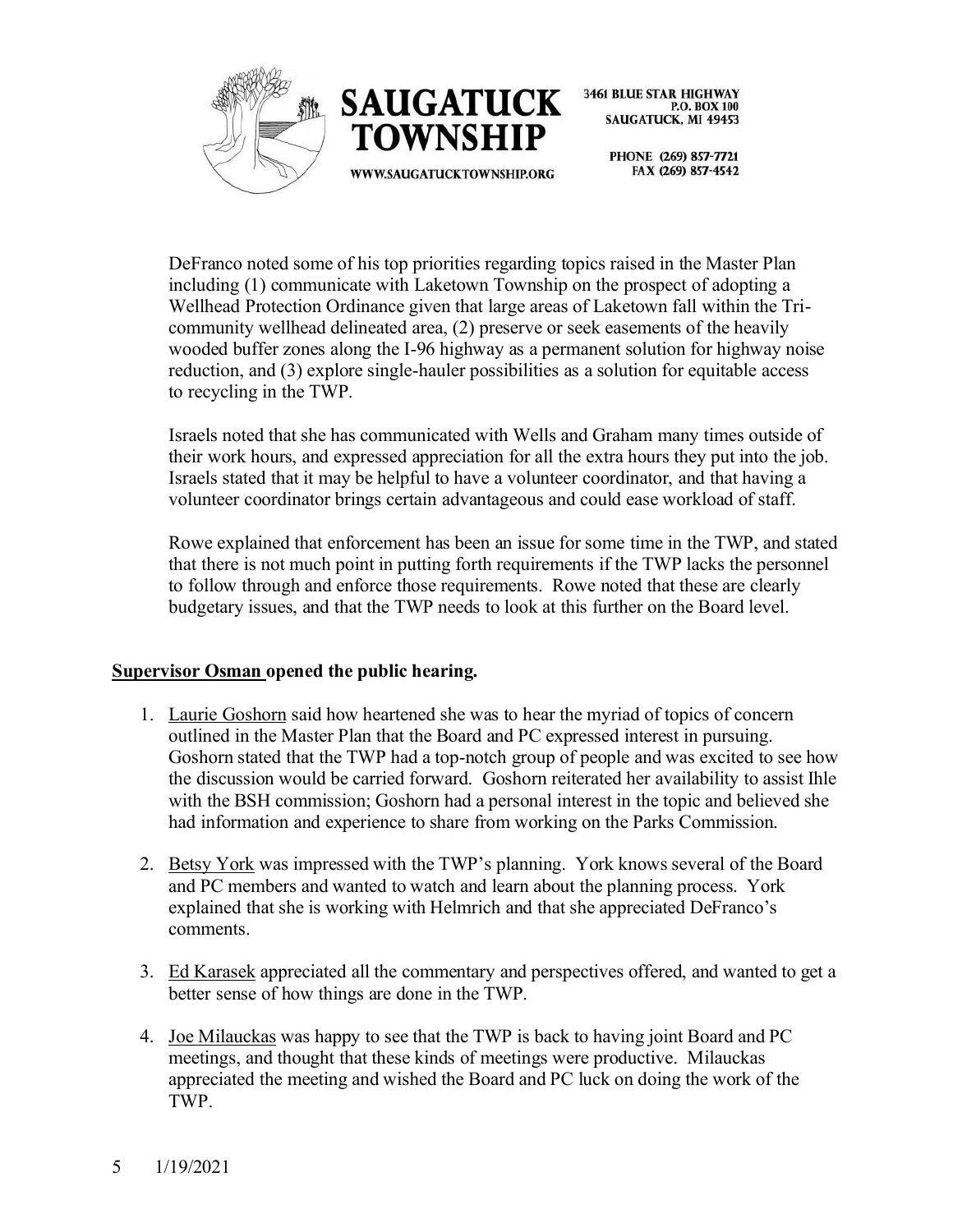DeFranco noted some of his top priorities regarding topics raised in the Master Plan including (1) communicate with Laketown Township on the prospect of adopting a Wellhead Protection Ordinance given that large areas of Laketown fall within the Tri-community wellhead delineated area, (2) preserve or seek easements of the heavily wooded buffer zones along the I-96 highway as a permanent solution for highway noise reduction, and (3) explore single-hauler possibilities as a solution for equitable access to recycling in the TWP.

Israels noted that she has communicated with Wells and Graham many times outside of their work hours, and expressed appreciation for all the extra hours they put into the job. Israels stated that it may be helpful to have a volunteer coordinator, and that having a volunteer coordinator brings certain advantageous and could ease workload of staff.

Rowe explained that enforcement has been an issue for some time in the TWP, and stated that there is not much point in putting forth requirements if the TWP lacks the personnel to follow through and enforce those requirements. Rowe noted that these are clearly budgetary issues, and that the TWP needs to look at this further on the Board level.

**Supervisor Osman opened the public hearing.**

1. Laurie Goshorn said how heartened she was to hear the myriad of topics of concern outlined in the Master Plan that the Board and PC expressed interest in pursuing. Goshorn stated that the TWP had a top-notch group of people and was excited to see how the discussion would be carried forward. Goshorn reiterated her availability to assist Ihle with the BSH commission; Goshorn had a personal interest in the topic and believed she had information and experience to share from working on the Parks Commission.

2. Betsy York was impressed with the TWP's planning. York knows several of the Board and PC members and wanted to watch and learn about the planning process. York explained that she is working with Helmrich and that she appreciated DeFranco's comments.

3. Ed Karasek appreciated all the commentary and perspectives offered, and wanted to get a better sense of how things are done in the TWP.

4. Joe Milauckas was happy to see that the TWP is back to having joint Board and PC meetings, and thought that these kinds of meetings were productive. Milauckas appreciated the meeting and wished the Board and PC luck on doing the work of the TWP.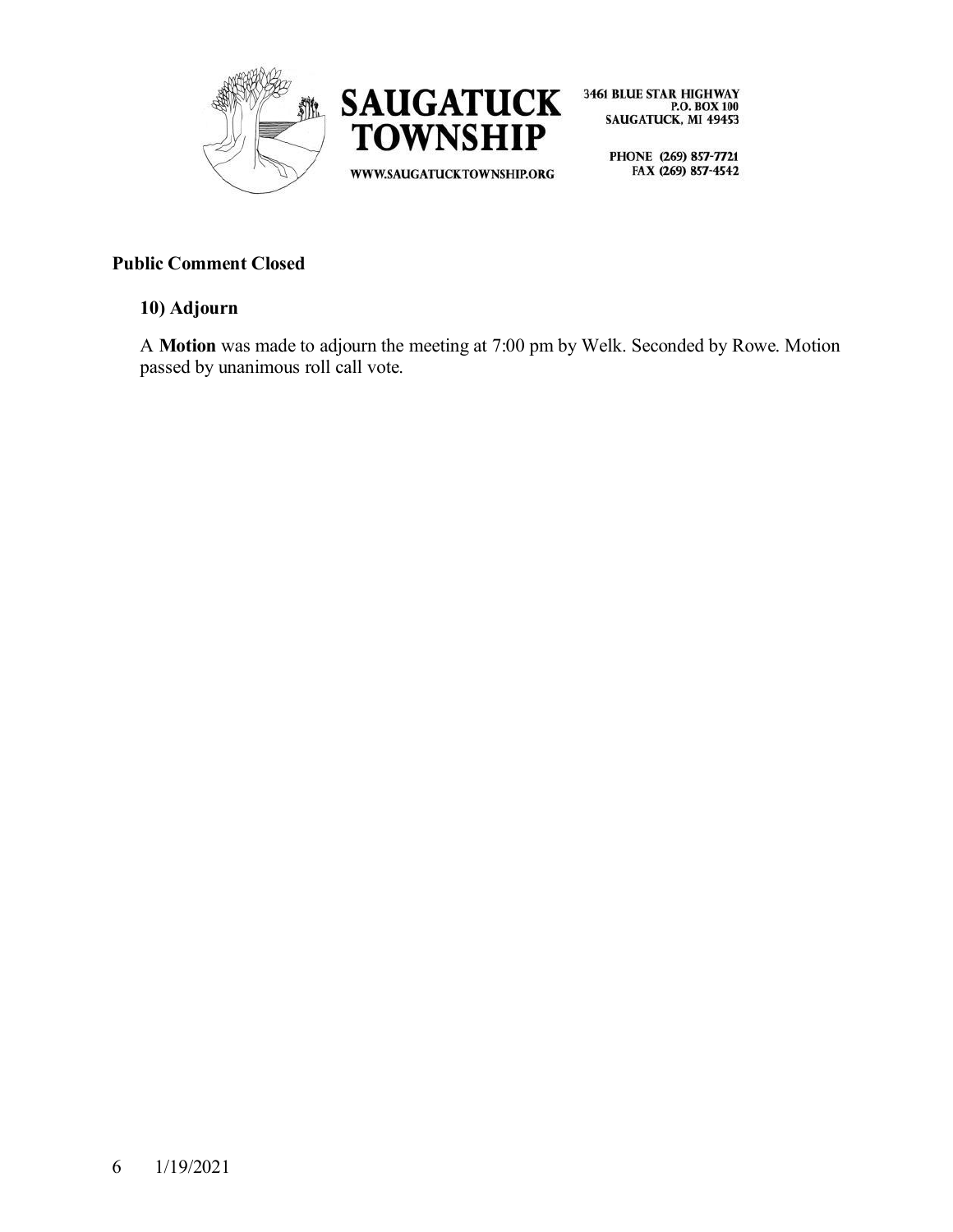**Public Comment Closed**

**10) Adjourn**

A **Motion** was made to adjourn the meeting at 7:00 pm by Welk. Seconded by Rowe. Motion passed by unanimous roll call vote.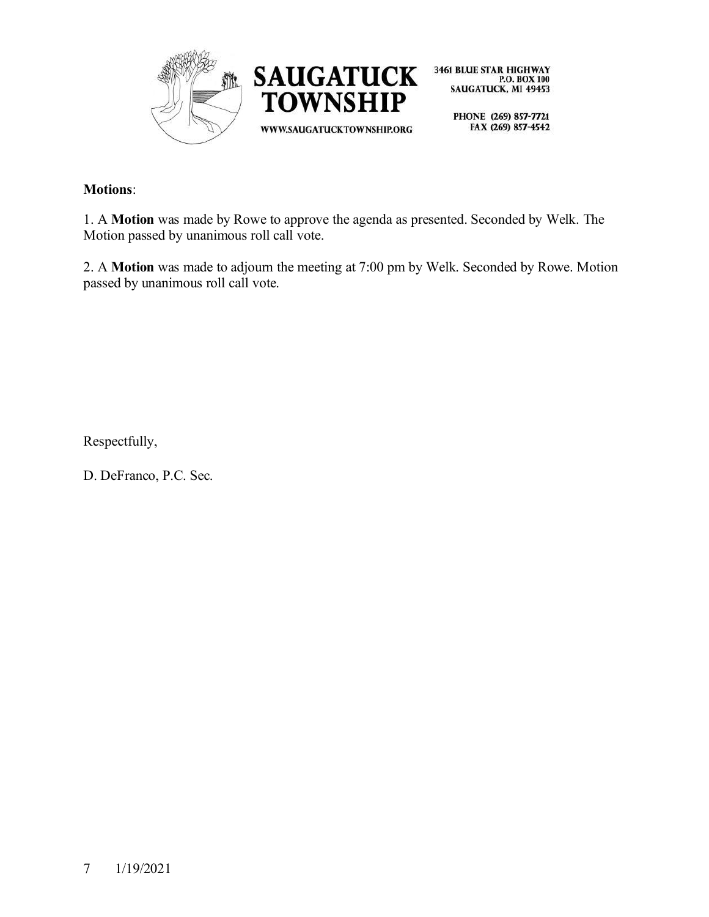**Motions**:

1. A **Motion** was made by Rowe to approve the agenda as presented. Seconded by Welk. The Motion passed by unanimous roll call vote.

2. A **Motion** was made to adjourn the meeting at 7:00 pm by Welk. Seconded by Rowe. Motion passed by unanimous roll call vote.

Respectfully,

D. DeFranco, P.C. Sec.